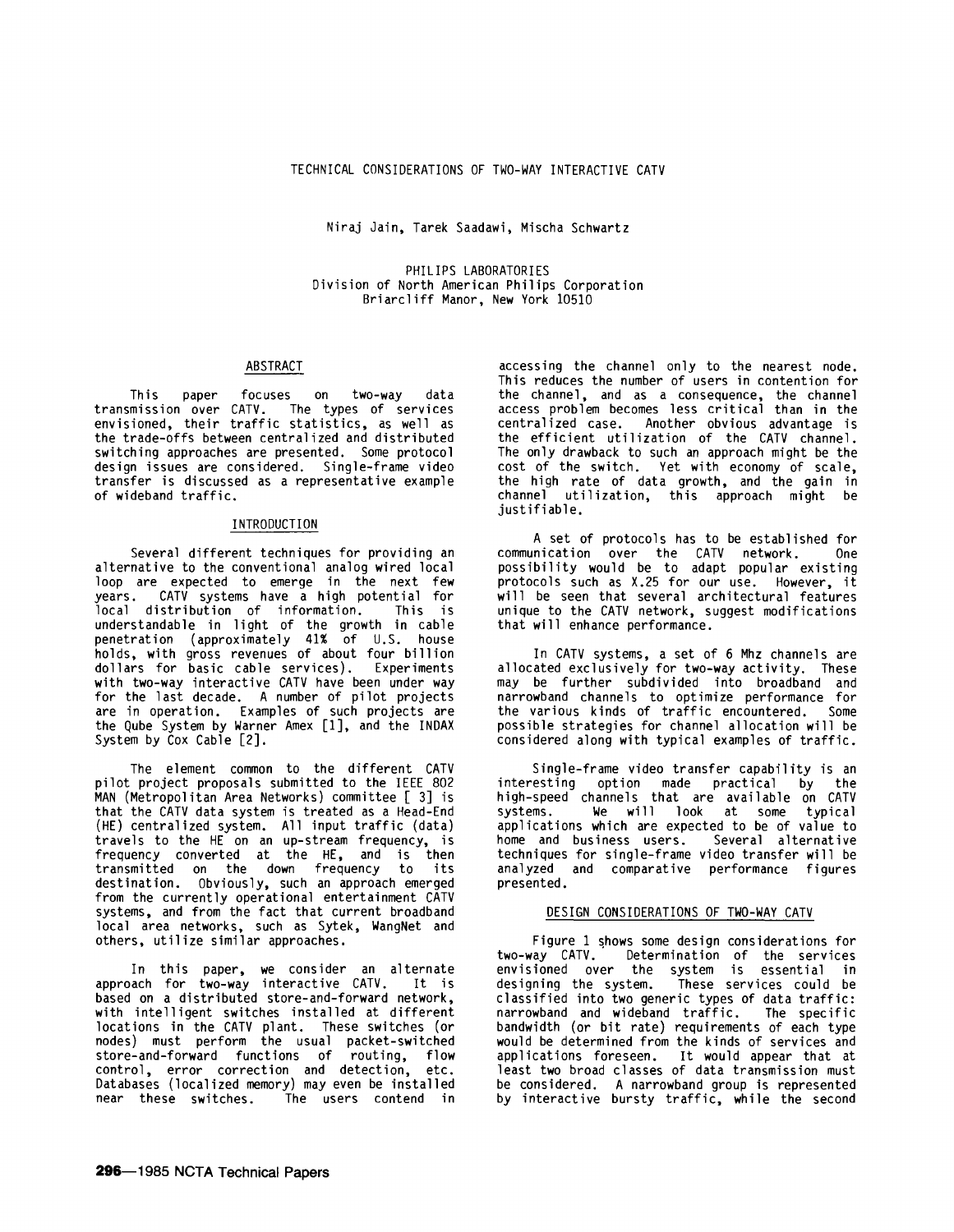# TECHNICAL CONSIDERATIONS OF TWO-WAY INTERACTIVE CATV

Niraj Jain, Tarek Saadawi, Mischa Schwartz

PHILIPS LABORATORIES
Division of North American Philips Corporation
Briarcliff Manor, New York 10510

## ABSTRACT

This paper focuses on two-way data transmission over CATV. The types of services envisioned, their traffic statistics, as well as the trade-offs between centralized and distributed switching approaches are presented. Some protocol design issues are considered. Single-frame video transfer is discussed as a representative example of wideband traffic.

## INTRODUCTION

Several different techniques for providing an alternative to the conventional analog wired local loop are expected to emerge in the next few years. CATV systems have a high potential for local distribution of information. This is understandable in light of the growth in cable penetration (approximately 41% of U.S. house holds, with gross revenues of about four billion dollars for basic cable services). Experiments with two-way interactive CATV have been under way for the last decade. A number of pilot projects are in operation. Examples of such projects are the Qube System by Warner Amex [1], and the INDAX System by Cox Cable [2].

The element common to the different CATV pilot project proposals submitted to the IEEE 802 MAN (Metropolitan Area Networks) committee [ 3] is that the CATV data system is treated as a Head-End (HE) centralized system. All input traffic (data) travels to the HE on an up-stream frequency, is frequency converted at the HE, and is then transmitted on the down frequency to its destination. Obviously, such an approach emerged from the currently operational entertainment CATV systems, and from the fact that current broadband local area networks, such as Sytek, WangNet and others, utilize similar approaches.

In this paper, we consider an alternate approach for two-way interactive CATV. It is based on a distributed store-and-forward network, with intelligent switches installed at different locations in the CATV plant. These switches (or nodes) must perform the usual packet-switched store-and-forward functions of routing, flow control, error correction and detection, etc. Databases (localized memory) may even be installed near these switches. The users contend in accessing the channel only to the nearest node. This reduces the number of users in contention for the channel, and as a consequence, the channel access problem becomes less critical than in the centralized case. Another obvious advantage is the efficient utilization of the CATV channel. The only drawback to such an approach might be the cost of the switch. Yet with economy of scale, the high rate of data growth, and the gain in channel utilization, this approach might be justifiable.

A set of protocols has to be established for communication over the CATV network. One possibility would be to adapt popular existing protocols such as X.25 for our use. However, it will be seen that several architectural features unique to the CATV network, suggest modifications that will enhance performance.

In CATV systems, a set of 6 Mhz channels are allocated exclusively for two-way activity. These may be further subdivided into broadband and narrowband channels to optimize performance for the various kinds of traffic encountered. Some possible strategies for channel allocation will be considered along with typical examples of traffic.

Single-frame video transfer capability is an interesting option made practical by the high-speed channels that are available on CATV systems. We will look at some typical applications which are expected to be of value to home and business users. Several alternative techniques for single-frame video transfer will be analyzed and comparative performance figures presented.

## DESIGN CONSIDERATIONS OF TWO-WAY CATV

Figure 1 shows some design considerations for two-way CATV. Determination of the services envisioned over the system is essential in designing the system. These services could be classified into two generic types of data traffic: narrowband and wideband traffic. The specific bandwidth (or bit rate) requirements of each type would be determined from the kinds of services and applications foreseen. It would appear that at least two broad classes of data transmission must be considered. A narrowband group is represented by interactive bursty traffic, while the second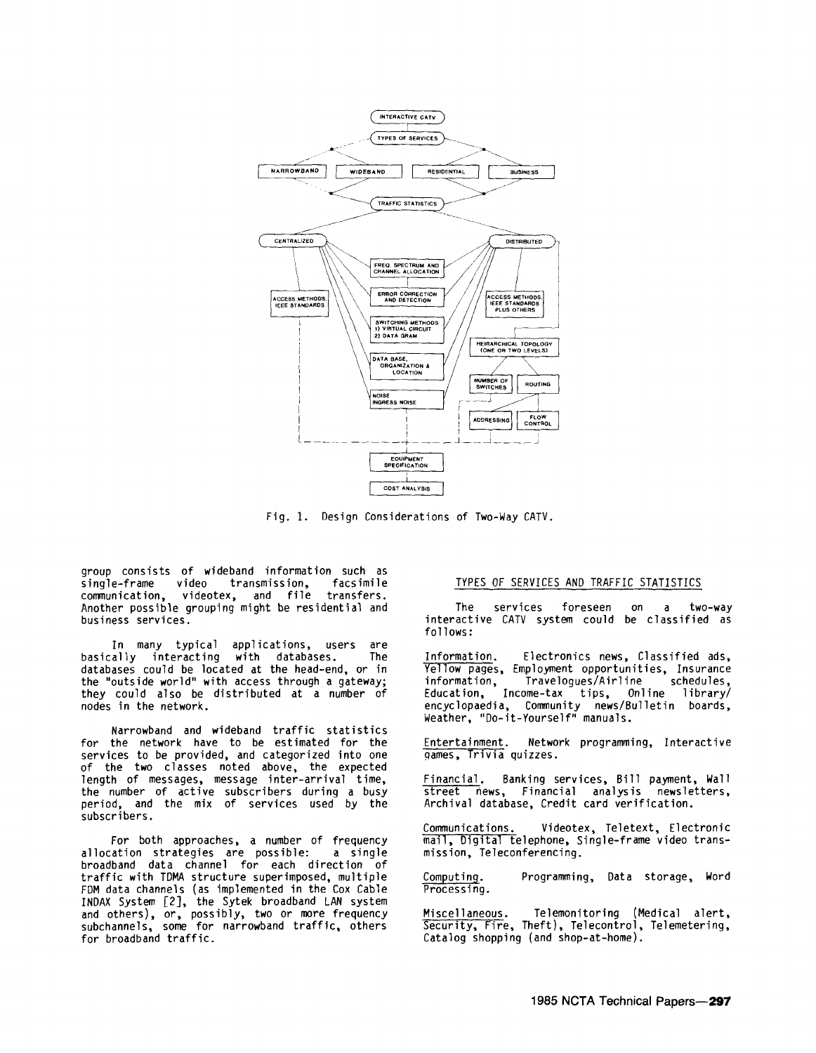Fig. 1. Design Considerations of Two-Way CATV.

group consists of wideband information such as single-frame video transmission, facsimile communication, videotex, and file transfers. Another possible grouping might be residential and business services.

In many typical applications, users are basically interacting with databases. The databases could be located at the head-end, or in the "outside world" with access through a gateway; they could also be distributed at a number of nodes in the network.

Narrowband and wideband traffic statistics for the network have to be estimated for the services to be provided, and categorized into one of the two classes noted above, the expected length of messages, message inter-arrival time, the number of active subscribers during a busy period, and the mix of services used by the subscribers.

For both approaches, a number of frequency allocation strategies are possible: a single broadband data channel for each direction of traffic with TDMA structure superimposed, multiple FDM data channels (as implemented in the Cox Cable INDAX System [2], the Sytek broadband LAN system and others), or, possibly, two or more frequency subchannels, some for narrowband traffic, others for broadband traffic.

## TYPES OF SERVICES AND TRAFFIC STATISTICS

The services foreseen on a two-way interactive CATV system could be classified as follows:

Information. Electronics news, Classified ads, Yellow pages, Employment opportunities, Insurance information, Travelogues/Airline schedules, Education, Income-tax tips, Online library/encyclopaedia, Community news/Bulletin boards, Weather, "Do-it-Yourself" manuals.

Entertainment. Network programming, Interactive games, Trivia quizzes.

Financial. Banking services, Bill payment, Wall street news, Financial analysis newsletters, Archival database, Credit card verification.

Communications. Videotex, Teletext, Electronic mail, Digital telephone, Single-frame video transmission, Teleconferencing.

Computing. Programming, Data storage, Word Processing.

Miscellaneous. Telemonitoring (Medical alert, Security, Fire, Theft), Telecontrol, Telemetering, Catalog shopping (and shop-at-home).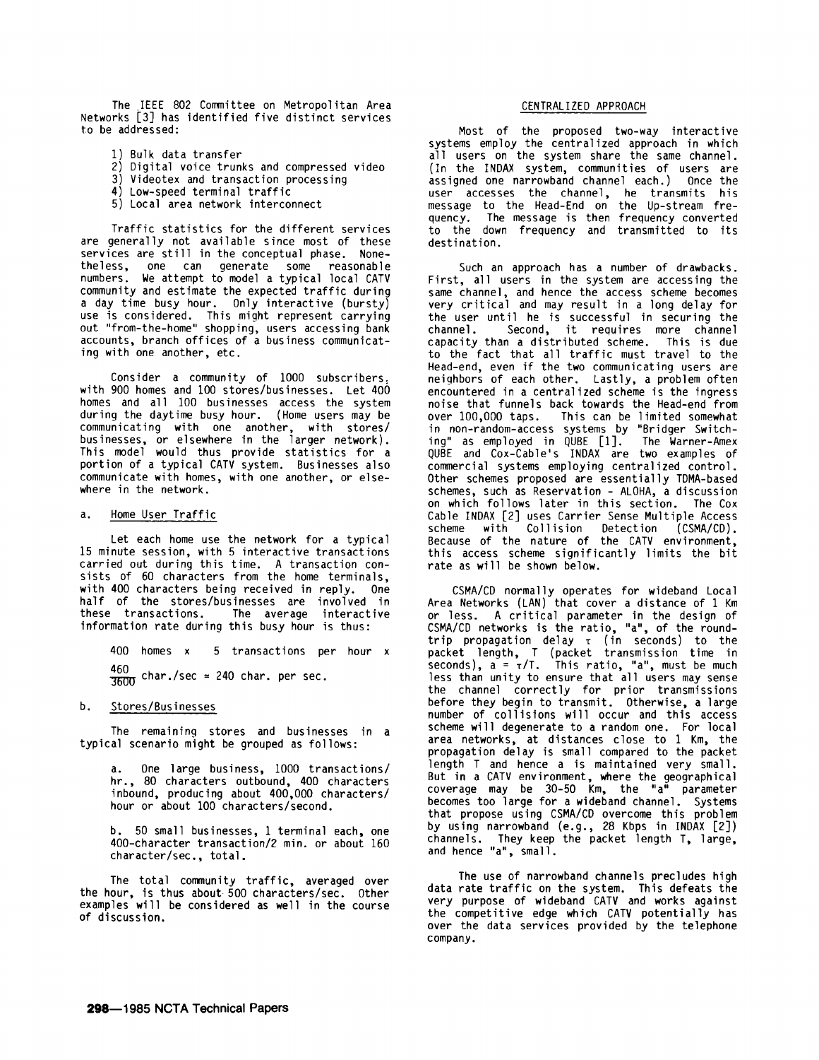The IEEE 802 Committee on Metropolitan Area Networks [3] has identified five distinct services to be addressed:

1) Bulk data transfer
2) Digital voice trunks and compressed video
3) Videotex and transaction processing
4) Low-speed terminal traffic
5) Local area network interconnect

Traffic statistics for the different services are generally not available since most of these services are still in the conceptual phase. Nonetheless, one can generate some reasonable numbers. We attempt to model a typical local CATV community and estimate the expected traffic during a day time busy hour. Only interactive (bursty) use is considered. This might represent carrying out "from-the-home" shopping, users accessing bank accounts, branch offices of a business communicating with one another, etc.

Consider a community of 1000 subscribers, with 900 homes and 100 stores/businesses. Let 400 homes and all 100 businesses access the system during the daytime busy hour. (Home users may be communicating with one another, with stores/businesses, or elsewhere in the larger network). This model would thus provide statistics for a portion of a typical CATV system. Businesses also communicate with homes, with one another, or elsewhere in the network.

a. Home User Traffic

Let each home use the network for a typical 15 minute session, with 5 interactive transactions carried out during this time. A transaction consists of 60 characters from the home terminals, with 400 characters being received in reply. One half of the stores/businesses are involved in these transactions. The average interactive information rate during this busy hour is thus:

$$400 \text{ homes} \times 5 \text{ transactions per hour} \times \frac{460}{3600} \text{ char./sec} \approx 240 \text{ char. per sec.}$$

b. Stores/Businesses

The remaining stores and businesses in a typical scenario might be grouped as follows:

a. One large business, 1000 transactions/hr., 80 characters outbound, 400 characters inbound, producing about 400,000 characters/hour or about 100 characters/second.

b. 50 small businesses, 1 terminal each, one 400-character transaction/2 min. or about 160 character/sec., total.

The total community traffic, averaged over the hour, is thus about 500 characters/sec. Other examples will be considered as well in the course of discussion.

## CENTRALIZED APPROACH

Most of the proposed two-way interactive systems employ the centralized approach in which all users on the system share the same channel. (In the INDAX system, communities of users are assigned one narrowband channel each.) Once the user accesses the channel, he transmits his message to the Head-End on the Up-stream frequency. The message is then frequency converted to the down frequency and transmitted to its destination.

Such an approach has a number of drawbacks. First, all users in the system are accessing the same channel, and hence the access scheme becomes very critical and may result in a long delay for the user until he is successful in securing the channel. Second, it requires more channel capacity than a distributed scheme. This is due to the fact that all traffic must travel to the Head-end, even if the two communicating users are neighbors of each other. Lastly, a problem often encountered in a centralized scheme is the ingress noise that funnels back towards the Head-end from over 100,000 taps. This can be limited somewhat in non-random-access systems by "Bridger Switching" as employed in QUBE [1]. The Warner-Amex QUBE and Cox-Cable's INDAX are two examples of commercial systems employing centralized control. Other schemes proposed are essentially TDMA-based schemes, such as Reservation - ALOHA, a discussion on which follows later in this section. The Cox Cable INDAX [2] uses Carrier Sense Multiple Access scheme with Collision Detection (CSMA/CD). Because of the nature of the CATV environment, this access scheme significantly limits the bit rate as will be shown below.

CSMA/CD normally operates for wideband Local Area Networks (LAN) that cover a distance of 1 Km or less. A critical parameter in the design of CSMA/CD networks is the ratio, "a", of the round-trip propagation delay $\tau$ (in seconds) to the packet length, T (packet transmission time in seconds), $a = \tau/T$. This ratio, "a", must be much less than unity to ensure that all users may sense the channel correctly for prior transmissions before they begin to transmit. Otherwise, a large number of collisions will occur and this access scheme will degenerate to a random one. For local area networks, at distances close to 1 Km, the propagation delay is small compared to the packet length T and hence a is maintained very small. But in a CATV environment, where the geographical coverage may be 30-50 Km, the "a" parameter becomes too large for a wideband channel. Systems that propose using CSMA/CD overcome this problem by using narrowband (e.g., 28 Kbps in INDAX [2]) channels. They keep the packet length T, large, and hence "a", small.

The use of narrowband channels precludes high data rate traffic on the system. This defeats the very purpose of wideband CATV and works against the competitive edge which CATV potentially has over the data services provided by the telephone company.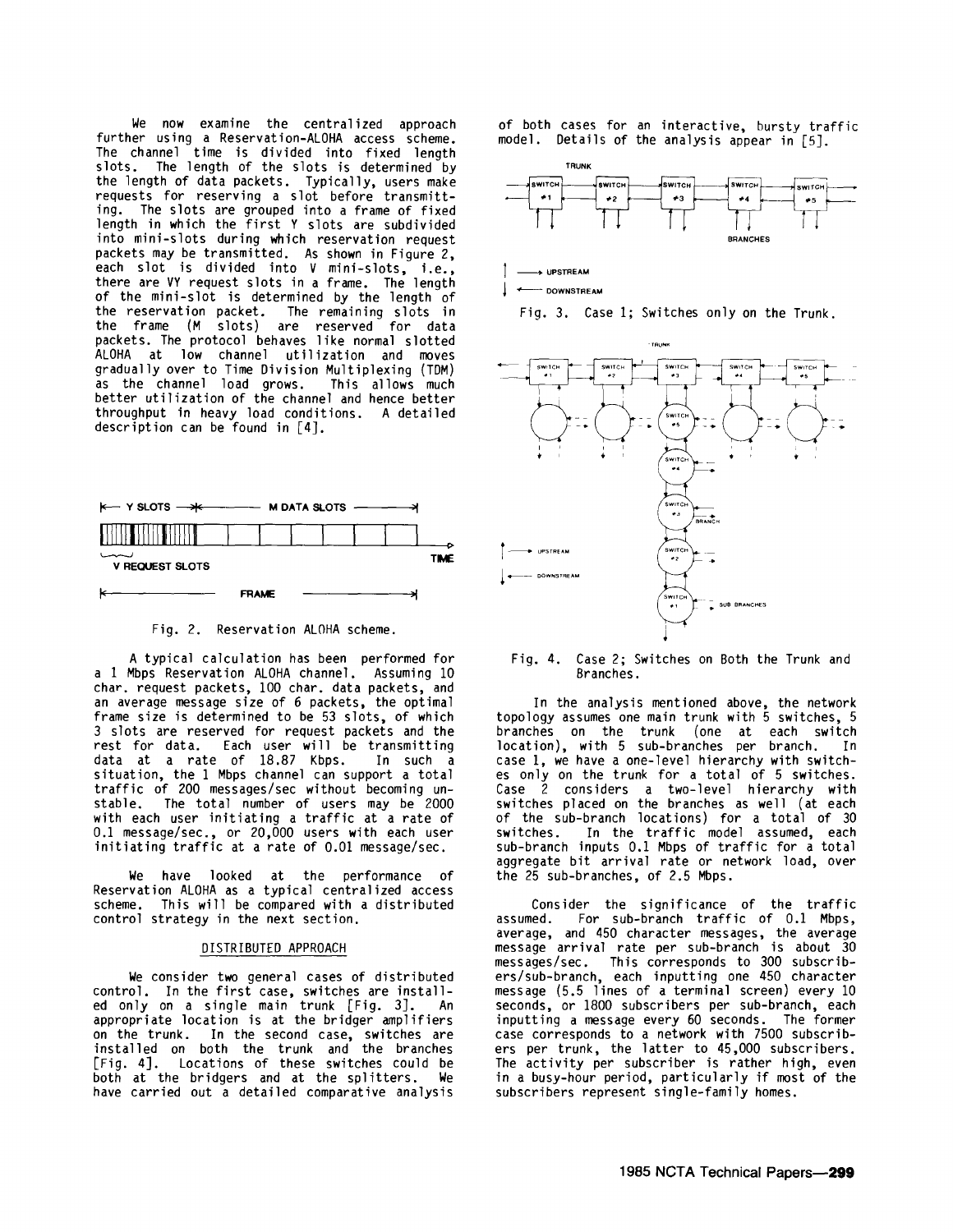We now examine the centralized approach further using a Reservation-ALOHA access scheme. The channel time is divided into fixed length slots. The length of the slots is determined by the length of data packets. Typically, users make requests for reserving a slot before transmitting. The slots are grouped into a frame of fixed length in which the first Y slots are subdivided into mini-slots during which reservation request packets may be transmitted. As shown in Figure 2, each slot is divided into V mini-slots, i.e., there are VY request slots in a frame. The length of the mini-slot is determined by the length of the reservation packet. The remaining slots in the frame (M slots) are reserved for data packets. The protocol behaves like normal slotted ALOHA at low channel utilization and moves gradually over to Time Division Multiplexing (TDM) as the channel load grows. This allows much better utilization of the channel and hence better throughput in heavy load conditions. A detailed description can be found in [4].

Fig. 2. Reservation ALOHA scheme.

A typical calculation has been performed for a 1 Mbps Reservation ALOHA channel. Assuming 10 char. request packets, 100 char. data packets, and an average message size of 6 packets, the optimal frame size is determined to be 53 slots, of which 3 slots are reserved for request packets and the rest for data. Each user will be transmitting data at a rate of 18.87 Kbps. In such a situation, the 1 Mbps channel can support a total traffic of 200 messages/sec without becoming unstable. The total number of users may be 2000 with each user initiating a traffic at a rate of 0.1 message/sec., or 20,000 users with each user initiating traffic at a rate of 0.01 message/sec.

We have looked at the performance of Reservation ALOHA as a typical centralized access scheme. This will be compared with a distributed control strategy in the next section.

## DISTRIBUTED APPROACH

We consider two general cases of distributed control. In the first case, switches are installed only on a single main trunk [Fig. 3]. An appropriate location is at the bridger amplifiers on the trunk. In the second case, switches are installed on both the trunk and the branches [Fig. 4]. Locations of these switches could be both at the bridgers and at the splitters. We have carried out a detailed comparative analysis of both cases for an interactive, bursty traffic model. Details of the analysis appear in [5].

Fig. 3. Case 1; Switches only on the Trunk.

Fig. 4. Case 2; Switches on Both the Trunk and Branches.

In the analysis mentioned above, the network topology assumes one main trunk with 5 switches, 5 branches on the trunk (one at each switch location), with 5 sub-branches per branch. In case 1, we have a one-level hierarchy with switches only on the trunk for a total of 5 switches. Case 2 considers a two-level hierarchy with switches placed on the branches as well (at each of the sub-branch locations) for a total of 30 switches. In the traffic model assumed, each sub-branch inputs 0.1 Mbps of traffic for a total aggregate bit arrival rate or network load, over the 25 sub-branches, of 2.5 Mbps.

Consider the significance of the traffic assumed. For sub-branch traffic of 0.1 Mbps, average, and 450 character messages, the average message arrival rate per sub-branch is about 30 messages/sec. This corresponds to 300 subscribers/sub-branch, each inputting one 450 character message (5.5 lines of a terminal screen) every 10 seconds, or 1800 subscribers per sub-branch, each inputting a message every 60 seconds. The former case corresponds to a network with 7500 subscribers per trunk, the latter to 45,000 subscribers. The activity per subscriber is rather high, even in a busy-hour period, particularly if most of the subscribers represent single-family homes.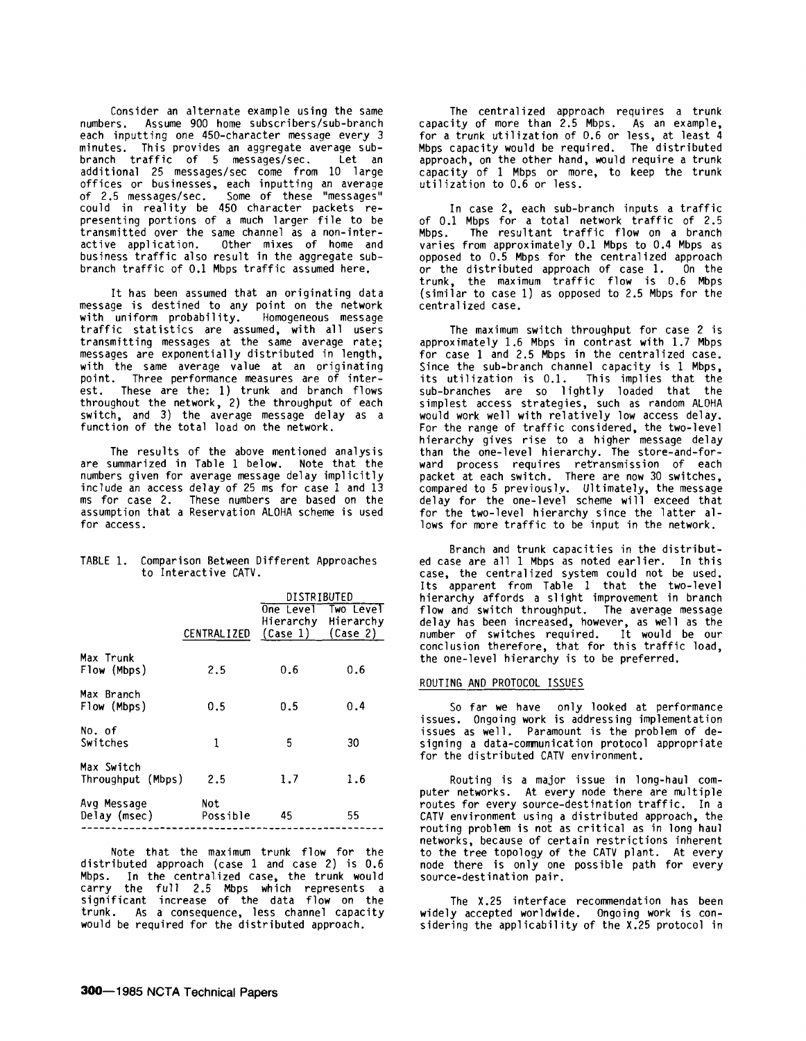Consider an alternate example using the same numbers. Assume 900 home subscribers/sub-branch each inputting one 450-character message every 3 minutes. This provides an aggregate average sub-branch traffic of 5 messages/sec. Let an additional 25 messages/sec come from 10 large offices or businesses, each inputting an average of 2.5 messages/sec. Some of these "messages" could in reality be 450 character packets representing portions of a much larger file to be transmitted over the same channel as a non-interactive application. Other mixes of home and business traffic also result in the aggregate sub-branch traffic of 0.1 Mbps traffic assumed here.

It has been assumed that an originating data message is destined to any point on the network with uniform probability. Homogeneous message traffic statistics are assumed, with all users transmitting messages at the same average rate; messages are exponentially distributed in length, with the same average value at an originating point. Three performance measures are of interest. These are the: 1) trunk and branch flows throughout the network, 2) the throughput of each switch, and 3) the average message delay as a function of the total load on the network.

The results of the above mentioned analysis are summarized in Table 1 below. Note that the numbers given for average message delay implicitly include an access delay of 25 ms for case 1 and 13 ms for case 2. These numbers are based on the assumption that a Reservation ALOHA scheme is used for access.

TABLE 1. Comparison Between Different Approaches to Interactive CATV.

| | | DISTRIBUTED | |
|---|---|---|---|
| | CENTRALIZED | One Level Hierarchy (Case 1) | Two Level Hierarchy (Case 2) |
| Max Trunk Flow (Mbps) | 2.5 | 0.6 | 0.6 |
| Max Branch Flow (Mbps) | 0.5 | 0.5 | 0.4 |
| No. of Switches | 1 | 5 | 30 |
| Max Switch Throughput (Mbps) | 2.5 | 1.7 | 1.6 |
| Avg Message Delay (msec) | Not Possible | 45 | 55 |

Note that the maximum trunk flow for the distributed approach (case 1 and case 2) is 0.6 Mbps. In the centralized case, the trunk would carry the full 2.5 Mbps which represents a significant increase of the data flow on the trunk. As a consequence, less channel capacity would be required for the distributed approach.

The centralized approach requires a trunk capacity of more than 2.5 Mbps. As an example, for a trunk utilization of 0.6 or less, at least 4 Mbps capacity would be required. The distributed approach, on the other hand, would require a trunk capacity of 1 Mbps or more, to keep the trunk utilization to 0.6 or less.

In case 2, each sub-branch inputs a traffic of 0.1 Mbps for a total network traffic of 2.5 Mbps. The resultant traffic flow on a branch varies from approximately 0.1 Mbps to 0.4 Mbps as opposed to 0.5 Mbps for the centralized approach or the distributed approach of case 1. On the trunk, the maximum traffic flow is 0.6 Mbps (similar to case 1) as opposed to 2.5 Mbps for the centralized case.

The maximum switch throughput for case 2 is approximately 1.6 Mbps in contrast with 1.7 Mbps for case 1 and 2.5 Mbps in the centralized case. Since the sub-branch channel capacity is 1 Mbps, its utilization is 0.1. This implies that the sub-branches are so lightly loaded that the simplest access strategies, such as random ALOHA would work well with relatively low access delay. For the range of traffic considered, the two-level hierarchy gives rise to a higher message delay than the one-level hierarchy. The store-and-forward process requires retransmission of each packet at each switch. There are now 30 switches, compared to 5 previously. Ultimately, the message delay for the one-level scheme will exceed that for the two-level hierarchy since the latter allows for more traffic to be input in the network.

Branch and trunk capacities in the distributed case are all 1 Mbps as noted earlier. In this case, the centralized system could not be used. Its apparent from Table 1 that the two-level hierarchy affords a slight improvement in branch flow and switch throughput. The average message delay has been increased, however, as well as the number of switches required. It would be our conclusion therefore, that for this traffic load, the one-level hierarchy is to be preferred.

## ROUTING AND PROTOCOL ISSUES

So far we have only looked at performance issues. Ongoing work is addressing implementation issues as well. Paramount is the problem of designing a data-communication protocol appropriate for the distributed CATV environment.

Routing is a major issue in long-haul computer networks. At every node there are multiple routes for every source-destination traffic. In a CATV environment using a distributed approach, the routing problem is not as critical as in long haul networks, because of certain restrictions inherent to the tree topology of the CATV plant. At every node there is only one possible path for every source-destination pair.

The X.25 interface recommendation has been widely accepted worldwide. Ongoing work is considering the applicability of the X.25 protocol in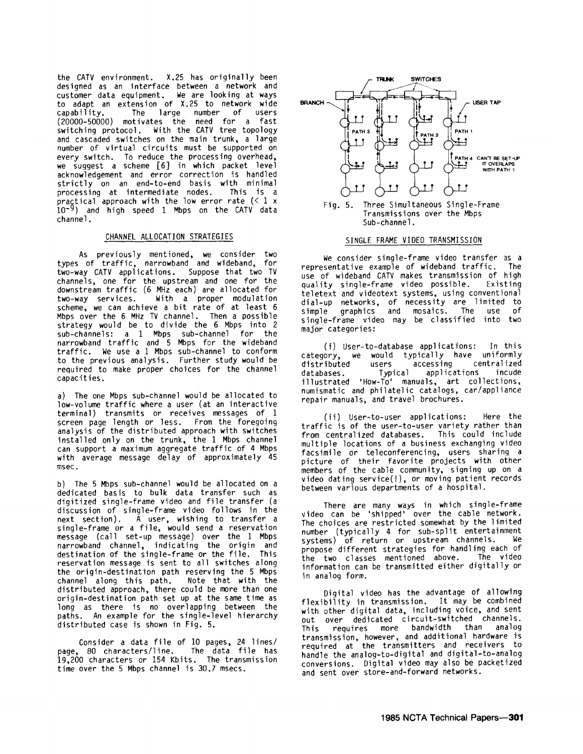the CATV environment. X.25 has originally been designed as an interface between a network and customer data equipment. We are looking at ways to adapt an extension of X.25 to network wide capability. The large number of users (20000-50000) motivates the need for a fast switching protocol. With the CATV tree topology and cascaded switches on the main trunk, a large number of virtual circuits must be supported on every switch. To reduce the processing overhead, we suggest a scheme [6] in which packet level acknowledgement and error correction is handled strictly on an end-to-end basis with minimal processing at intermediate nodes. This is a practical approach with the low error rate ($< 1 \times 10^{-9}$) and high speed 1 Mbps on the CATV data channel.

## CHANNEL ALLOCATION STRATEGIES

As previously mentioned, we consider two types of traffic, narrowband and wideband, for two-way CATV applications. Suppose that two TV channels, one for the upstream and one for the downstream traffic (6 MHz each) are allocated for two-way services. With a proper modulation scheme, we can achieve a bit rate of at least 6 Mbps over the 6 MHz TV channel. Then a possible strategy would be to divide the 6 Mbps into 2 sub-channels: a 1 Mbps sub-channel for the narrowband traffic and 5 Mbps for the wideband traffic. We use a 1 Mbps sub-channel to conform to the previous analysis. Further study would be required to make proper choices for the channel capacities.

a) The one Mbps sub-channel would be allocated to low-volume traffic where a user (at an interactive terminal) transmits or receives messages of 1 screen page length or less. From the foregoing analysis of the distributed approach with switches installed only on the trunk, the 1 Mbps channel can support a maximum aggregate traffic of 4 Mbps with average message delay of approximately 45 msec.

b) The 5 Mbps sub-channel would be allocated on a dedicated basis to bulk data transfer such as digitized single-frame video and file transfer (a discussion of single-frame video follows in the next section). A user, wishing to transfer a single-frame or a file, would send a reservation message (call set-up message) over the 1 Mbps narrowband channel, indicating the origin and destination of the single-frame or the file. This reservation message is sent to all switches along the origin-destination path reserving the 5 Mbps channel along this path. Note that with the distributed approach, there could be more than one origin-destination path set up at the same time as long as there is no overlapping between the paths. An example for the single-level hierarchy distributed case is shown in Fig. 5.

Consider a data file of 10 pages, 24 lines/page, 80 characters/line. The data file has 19,200 characters or 154 Kbits. The transmission time over the 5 Mbps channel is 30.7 msecs.

Fig. 5. Three Simultaneous Single-Frame Transmissions over the Mbps Sub-channel.

## SINGLE FRAME VIDEO TRANSMISSION

We consider single-frame video transfer as a representative example of wideband traffic. The use of wideband CATV makes transmission of high quality single-frame video possible. Existing teletext and videotext systems, using conventional dial-up networks, of necessity are limited to simple graphics and mosaics. The use of single-frame video may be classified into two major categories:

(i) User-to-database applications: In this category, we would typically have uniformly distributed users accessing centralized databases. Typical applications incude illustrated 'How-To' manuals, art collections, numismatic and philatelic catalogs, car/appliance repair manuals, and travel brochures.

(ii) User-to-user applications: Here the traffic is of the user-to-user variety rather than from centralized databases. This could include multiple locations of a business exchanging video facsimile or teleconferencing, users sharing a picture of their favorite projects with other members of the cable community, signing up on a video dating service(!), or moving patient records between various departments of a hospital.

There are many ways in which single-frame video can be 'shipped' over the cable network. The choices are restricted somewhat by the limited number (typically 4 for sub-split entertainment systems) of return or upstream channels. We propose different strategies for handling each of the two classes mentioned above. The video information can be transmitted either digitally or in analog form.

Digital video has the advantage of allowing flexibility in transmission. It may be combined with other digital data, including voice, and sent out over dedicated circuit-switched channels. This requires more bandwidth than analog transmission, however, and additional hardware is required at the transmitters and receivers to handle the analog-to-digital and digital-to-analog conversions. Digital video may also be packetized and sent over store-and-forward networks.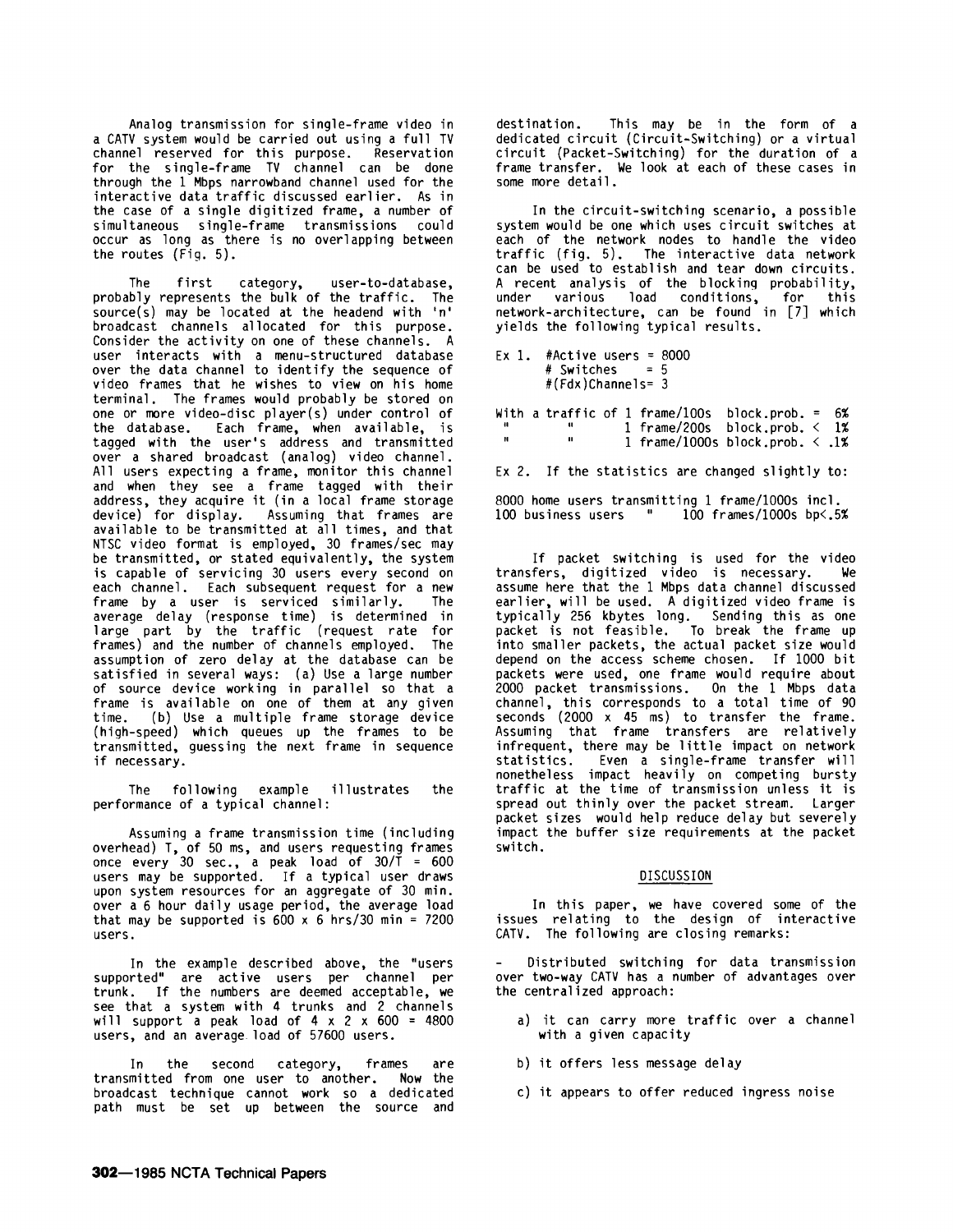Analog transmission for single-frame video in a CATV system would be carried out using a full TV channel reserved for this purpose. Reservation for the single-frame TV channel can be done through the 1 Mbps narrowband channel used for the interactive data traffic discussed earlier. As in the case of a single digitized frame, a number of simultaneous single-frame transmissions could occur as long as there is no overlapping between the routes (Fig. 5).

The first category, user-to-database, probably represents the bulk of the traffic. The source(s) may be located at the headend with 'n' broadcast channels allocated for this purpose. Consider the activity on one of these channels. A user interacts with a menu-structured database over the data channel to identify the sequence of video frames that he wishes to view on his home terminal. The frames would probably be stored on one or more video-disc player(s) under control of the database. Each frame, when available, is tagged with the user's address and transmitted over a shared broadcast (analog) video channel. All users expecting a frame, monitor this channel and when they see a frame tagged with their address, they acquire it (in a local frame storage device) for display. Assuming that frames are available to be transmitted at all times, and that NTSC video format is employed, 30 frames/sec may be transmitted, or stated equivalently, the system is capable of servicing 30 users every second on each channel. Each subsequent request for a new frame by a user is serviced similarly. The average delay (response time) is determined in large part by the traffic (request rate for frames) and the number of channels employed. The assumption of zero delay at the database can be satisfied in several ways: (a) Use a large number of source device working in parallel so that a frame is available on one of them at any given time. (b) Use a multiple frame storage device (high-speed) which queues up the frames to be transmitted, guessing the next frame in sequence if necessary.

The following example illustrates the performance of a typical channel:

Assuming a frame transmission time (including overhead) T, of 50 ms, and users requesting frames once every 30 sec., a peak load of $30/T = 600$ users may be supported. If a typical user draws upon system resources for an aggregate of 30 min. over a 6 hour daily usage period, the average load that may be supported is $600 \times 6$ hrs/30 min = 7200 users.

In the example described above, the "users supported" are active users per channel per trunk. If the numbers are deemed acceptable, we see that a system with 4 trunks and 2 channels will support a peak load of $4 \times 2 \times 600 = 4800$ users, and an average load of 57600 users.

In the second category, frames are transmitted from one user to another. Now the broadcast technique cannot work so a dedicated path must be set up between the source and destination. This may be in the form of a dedicated circuit (Circuit-Switching) or a virtual circuit (Packet-Switching) for the duration of a frame transfer. We look at each of these cases in some more detail.

In the circuit-switching scenario, a possible system would be one which uses circuit switches at each of the network nodes to handle the video traffic (fig. 5). The interactive data network can be used to establish and tear down circuits. A recent analysis of the blocking probability, under various load conditions, for this network-architecture, can be found in [7] which yields the following typical results.

```
Ex 1.  #Active users = 8000
       # Switches    = 5
       #(Fdx)Channels= 3

With a traffic of 1 frame/100s  block.prob. =  6%
  "        "      1 frame/200s  block.prob. <  1%
  "        "      1 frame/1000s block.prob. < .1%

Ex 2.  If the statistics are changed slightly to:

8000 home users transmitting 1 frame/1000s incl.
100 business users   "    100 frames/1000s bp<.5%
```

If packet switching is used for the video transfers, digitized video is necessary. We assume here that the 1 Mbps data channel discussed earlier, will be used. A digitized video frame is typically 256 kbytes long. Sending this as one packet is not feasible. To break the frame up into smaller packets, the actual packet size would depend on the access scheme chosen. If 1000 bit packets were used, one frame would require about 2000 packet transmissions. On the 1 Mbps data channel, this corresponds to a total time of 90 seconds (2000 x 45 ms) to transfer the frame. Assuming that frame transfers are relatively infrequent, there may be little impact on network statistics. Even a single-frame transfer will nonetheless impact heavily on competing bursty traffic at the time of transmission unless it is spread out thinly over the packet stream. Larger packet sizes would help reduce delay but severely impact the buffer size requirements at the packet switch.

## DISCUSSION

In this paper, we have covered some of the issues relating to the design of interactive CATV. The following are closing remarks:

- Distributed switching for data transmission over two-way CATV has a number of advantages over the centralized approach:

  a) it can carry more traffic over a channel with a given capacity

  b) it offers less message delay

  c) it appears to offer reduced ingress noise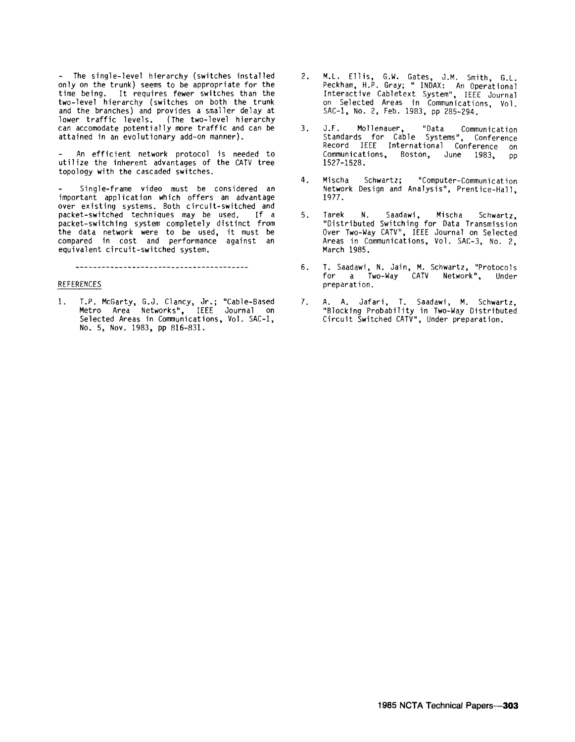- The single-level hierarchy (switches installed only on the trunk) seems to be appropriate for the time being. It requires fewer switches than the two-level hierarchy (switches on both the trunk and the branches) and provides a smaller delay at lower traffic levels. (The two-level hierarchy can accomodate potentially more traffic and can be attained in an evolutionary add-on manner).

- An efficient network protocol is needed to utilize the inherent advantages of the CATV tree topology with the cascaded switches.

- Single-frame video must be considered an important application which offers an advantage over existing systems. Both circuit-switched and packet-switched techniques may be used. If a packet-switching system completely distinct from the data network were to be used, it must be compared in cost and performance against an equivalent circuit-switched system.

----------------------------------------

## REFERENCES

1. T.P. McGarty, G.J. Clancy, Jr.; "Cable-Based Metro Area Networks", IEEE Journal on Selected Areas in Communications, Vol. SAC-1, No. 5, Nov. 1983, pp 816-831.

2. M.L. Ellis, G.W. Gates, J.M. Smith, G.L. Peckham, H.P. Gray; " INDAX: An Operational Interactive Cabletext System", IEEE Journal on Selected Areas in Communications, Vol. SAC-1, No. 2, Feb. 1983, pp 285-294.

3. J.F. Mollenauer, "Data Communication Standards for Cable Systems", Conference Record IEEE International Conference on Communications, Boston, June 1983, pp 1527-1528.

4. Mischa Schwartz; "Computer-Communication Network Design and Analysis", Prentice-Hall, 1977.

5. Tarek N. Saadawi, Mischa Schwartz, "Distributed Switching for Data Transmission Over Two-Way CATV", IEEE Journal on Selected Areas in Communications, Vol. SAC-3, No. 2, March 1985.

6. T. Saadawi, N. Jain, M. Schwartz, "Protocols for a Two-Way CATV Network", Under preparation.

7. A. A. Jafari, T. Saadawi, M. Schwartz, "Blocking Probability in Two-Way Distributed Circuit Switched CATV", Under preparation.